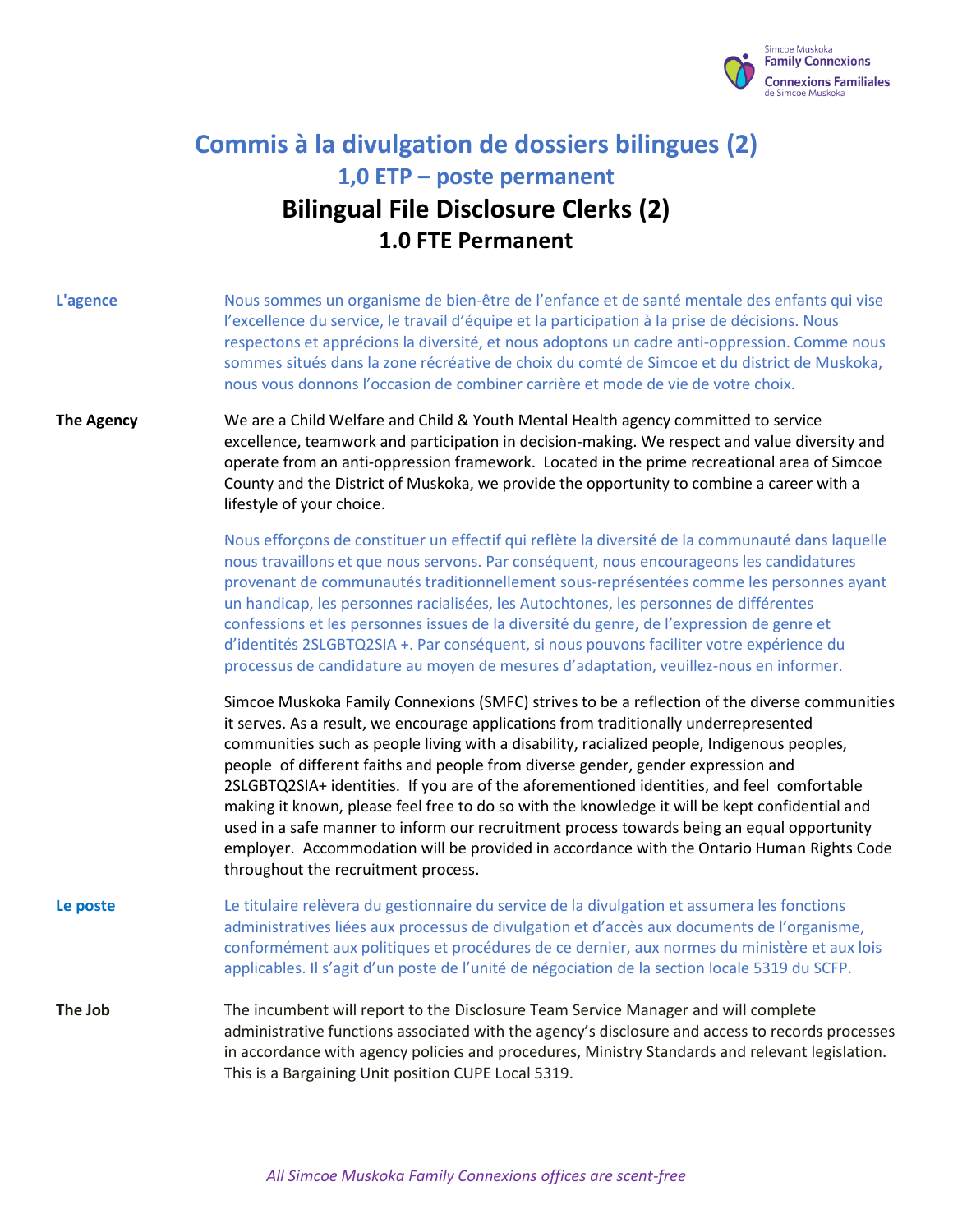# Commis à la divulgation de dossiers bilingues (2)

## 1,0 ETP – poste permanent

# Bilingual File Disclosure Clerks (2)

## 1.0 FTE Permanent

**L'agence**

Nous sommes un organisme de bien-être de l'enfance et de santé mentale des enfants qui vise l'excellence du service, le travail d'équipe et la participation à la prise de décisions. Nous respectons et apprécions la diversité, et nous adoptons un cadre anti-oppression. Comme nous sommes situés dans la zone récréative de choix du comté de Simcoe et du district de Muskoka, nous vous donnons l'occasion de combiner carrière et mode de vie de votre choix.

**The Agency**

We are a Child Welfare and Child & Youth Mental Health agency committed to service excellence, teamwork and participation in decision-making. We respect and value diversity and operate from an anti-oppression framework. Located in the prime recreational area of Simcoe County and the District of Muskoka, we provide the opportunity to combine a career with a lifestyle of your choice.

Nous efforçons de constituer un effectif qui reflète la diversité de la communauté dans laquelle nous travaillons et que nous servons. Par conséquent, nous encourageons les candidatures provenant de communautés traditionnellement sous-représentées comme les personnes ayant un handicap, les personnes racialisées, les Autochtones, les personnes de différentes confessions et les personnes issues de la diversité du genre, de l'expression de genre et d'identités 2SLGBTQ2SIA +. Par conséquent, si nous pouvons faciliter votre expérience du processus de candidature au moyen de mesures d'adaptation, veuillez-nous en informer.

Simcoe Muskoka Family Connexions (SMFC) strives to be a reflection of the diverse communities it serves. As a result, we encourage applications from traditionally underrepresented communities such as people living with a disability, racialized people, Indigenous peoples, people of different faiths and people from diverse gender, gender expression and 2SLGBTQ2SIA+ identities. If you are of the aforementioned identities, and feel comfortable making it known, please feel free to do so with the knowledge it will be kept confidential and used in a safe manner to inform our recruitment process towards being an equal opportunity employer. Accommodation will be provided in accordance with the Ontario Human Rights Code throughout the recruitment process.

**Le poste**

Le titulaire relèvera du gestionnaire du service de la divulgation et assumera les fonctions administratives liées aux processus de divulgation et d'accès aux documents de l'organisme, conformément aux politiques et procédures de ce dernier, aux normes du ministère et aux lois applicables. Il s'agit d'un poste de l'unité de négociation de la section locale 5319 du SCFP.

**The Job**

The incumbent will report to the Disclosure Team Service Manager and will complete administrative functions associated with the agency's disclosure and access to records processes in accordance with agency policies and procedures, Ministry Standards and relevant legislation. This is a Bargaining Unit position CUPE Local 5319.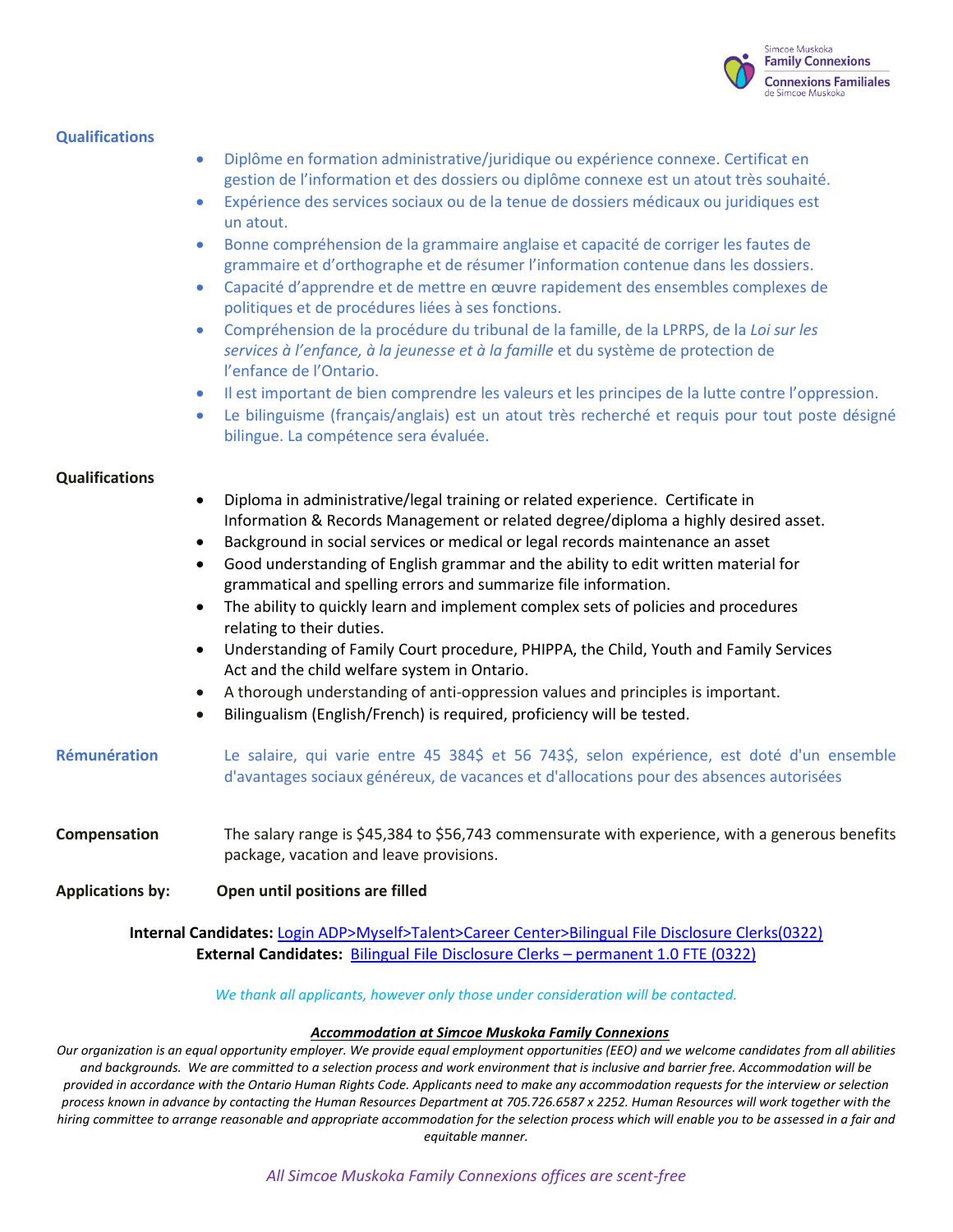**Qualifications**

- Diplôme en formation administrative/juridique ou expérience connexe. Certificat en gestion de l'information et des dossiers ou diplôme connexe est un atout très souhaité.
- Expérience des services sociaux ou de la tenue de dossiers médicaux ou juridiques est un atout.
- Bonne compréhension de la grammaire anglaise et capacité de corriger les fautes de grammaire et d'orthographe et de résumer l'information contenue dans les dossiers.
- Capacité d'apprendre et de mettre en œuvre rapidement des ensembles complexes de politiques et de procédures liées à ses fonctions.
- Compréhension de la procédure du tribunal de la famille, de la LPRPS, de la *Loi sur les services à l'enfance, à la jeunesse et à la famille* et du système de protection de l'enfance de l'Ontario.
- Il est important de bien comprendre les valeurs et les principes de la lutte contre l'oppression.
- Le bilinguisme (français/anglais) est un atout très recherché et requis pour tout poste désigné bilingue. La compétence sera évaluée.

**Qualifications**

- Diploma in administrative/legal training or related experience. Certificate in Information & Records Management or related degree/diploma a highly desired asset.
- Background in social services or medical or legal records maintenance an asset
- Good understanding of English grammar and the ability to edit written material for grammatical and spelling errors and summarize file information.
- The ability to quickly learn and implement complex sets of policies and procedures relating to their duties.
- Understanding of Family Court procedure, PHIPPA, the Child, Youth and Family Services Act and the child welfare system in Ontario.
- A thorough understanding of anti-oppression values and principles is important.
- Bilingualism (English/French) is required, proficiency will be tested.

**Rémunération** Le salaire, qui varie entre 45 384$ et 56 743$, selon expérience, est doté d'un ensemble d'avantages sociaux généreux, de vacances et d'allocations pour des absences autorisées

**Compensation** The salary range is $45,384 to $56,743 commensurate with experience, with a generous benefits package, vacation and leave provisions.

**Applications by: Open until positions are filled**

**Internal Candidates:** Login ADP>Myself>Talent>Career Center>Bilingual File Disclosure Clerks(0322)
**External Candidates:** Bilingual File Disclosure Clerks – permanent 1.0 FTE (0322)

*We thank all applicants, however only those under consideration will be contacted.*

***Accommodation at Simcoe Muskoka Family Connexions***

*Our organization is an equal opportunity employer. We provide equal employment opportunities (EEO) and we welcome candidates from all abilities and backgrounds. We are committed to a selection process and work environment that is inclusive and barrier free. Accommodation will be provided in accordance with the Ontario Human Rights Code. Applicants need to make any accommodation requests for the interview or selection process known in advance by contacting the Human Resources Department at 705.726.6587 x 2252. Human Resources will work together with the hiring committee to arrange reasonable and appropriate accommodation for the selection process which will enable you to be assessed in a fair and equitable manner.*

*All Simcoe Muskoka Family Connexions offices are scent-free*